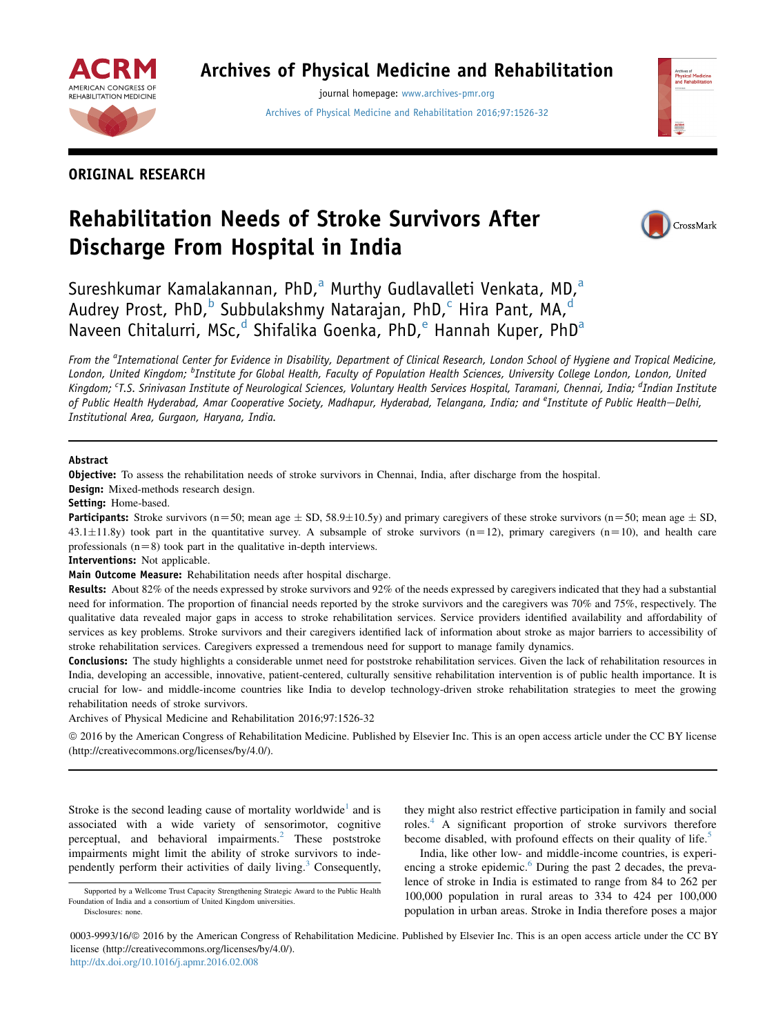ORIGINAL RESEARCH

# Rehabilitation Needs of Stroke Survivors After Discharge From Hospital in India

Sureshkumar Kamalakannan, PhD,[a] Murthy Gudlavalleti Venkata, MD,[a] Audrey Prost, PhD,[b] Subbulakshmy Natarajan, PhD,[c] Hira Pant, MA,[d] Naveen Chitalurri, MSc,[d] Shifalika Goenka, PhD,[e] Hannah Kuper, PhD[a]

*From the [a]International Center for Evidence in Disability, Department of Clinical Research, London School of Hygiene and Tropical Medicine, London, United Kingdom; [b]Institute for Global Health, Faculty of Population Health Sciences, University College London, London, United Kingdom; [c]T.S. Srinivasan Institute of Neurological Sciences, Voluntary Health Services Hospital, Taramani, Chennai, India; [d]Indian Institute of Public Health Hyderabad, Amar Cooperative Society, Madhupur, Hyderabad, Telangana, India; and [e]Institute of Public Health—Delhi, Institutional Area, Gurgaon, Haryana, India.*

## Abstract

**Objective:** To assess the rehabilitation needs of stroke survivors in Chennai, India, after discharge from the hospital.

**Design:** Mixed-methods research design.

**Setting:** Home-based.

**Participants:** Stroke survivors (n=50; mean age ± SD, 58.9±10.5y) and primary caregivers of these stroke survivors (n=50; mean age ± SD, 43.1±11.8y) took part in the quantitative survey. A subsample of stroke survivors (n=12), primary caregivers (n=10), and health care professionals (n=8) took part in the qualitative in-depth interviews.

**Interventions:** Not applicable.

**Main Outcome Measure:** Rehabilitation needs after hospital discharge.

**Results:** About 82% of the needs expressed by stroke survivors and 92% of the needs expressed by caregivers indicated that they had a substantial need for information. The proportion of financial needs reported by the stroke survivors and the caregivers was 70% and 75%, respectively. The qualitative data revealed major gaps in access to stroke rehabilitation services. Service providers identified availability and affordability of services as key problems. Stroke survivors and their caregivers identified lack of information about stroke as major barriers to accessibility of stroke rehabilitation services. Caregivers expressed a tremendous need for support to manage family dynamics.

**Conclusions:** The study highlights a considerable unmet need for poststroke rehabilitation services. Given the lack of rehabilitation resources in India, developing an accessible, innovative, patient-centered, culturally sensitive rehabilitation intervention is of public health importance. It is crucial for low- and middle-income countries like India to develop technology-driven stroke rehabilitation strategies to meet the growing rehabilitation needs of stroke survivors.

Archives of Physical Medicine and Rehabilitation 2016;97:1526-32

© 2016 by the American Congress of Rehabilitation Medicine. Published by Elsevier Inc. This is an open access article under the CC BY license (http://creativecommons.org/licenses/by/4.0/).

Stroke is the second leading cause of mortality worldwide[1] and is associated with a wide variety of sensorimotor, cognitive perceptual, and behavioral impairments.[2] These poststroke impairments might limit the ability of stroke survivors to independently perform their activities of daily living.[3] Consequently, they might also restrict effective participation in family and social roles.[4] A significant proportion of stroke survivors therefore become disabled, with profound effects on their quality of life.[5]

India, like other low- and middle-income countries, is experiencing a stroke epidemic.[6] During the past 2 decades, the prevalence of stroke in India is estimated to range from 84 to 262 per 100,000 population in rural areas to 334 to 424 per 100,000 population in urban areas. Stroke in India therefore poses a major

Supported by a Wellcome Trust Capacity Strengthening Strategic Award to the Public Health Foundation of India and a consortium of United Kingdom universities.

Disclosures: none.

0003-9993/16/© 2016 by the American Congress of Rehabilitation Medicine. Published by Elsevier Inc. This is an open access article under the CC BY license (http://creativecommons.org/licenses/by/4.0/).

http://dx.doi.org/10.1016/j.apmr.2016.02.008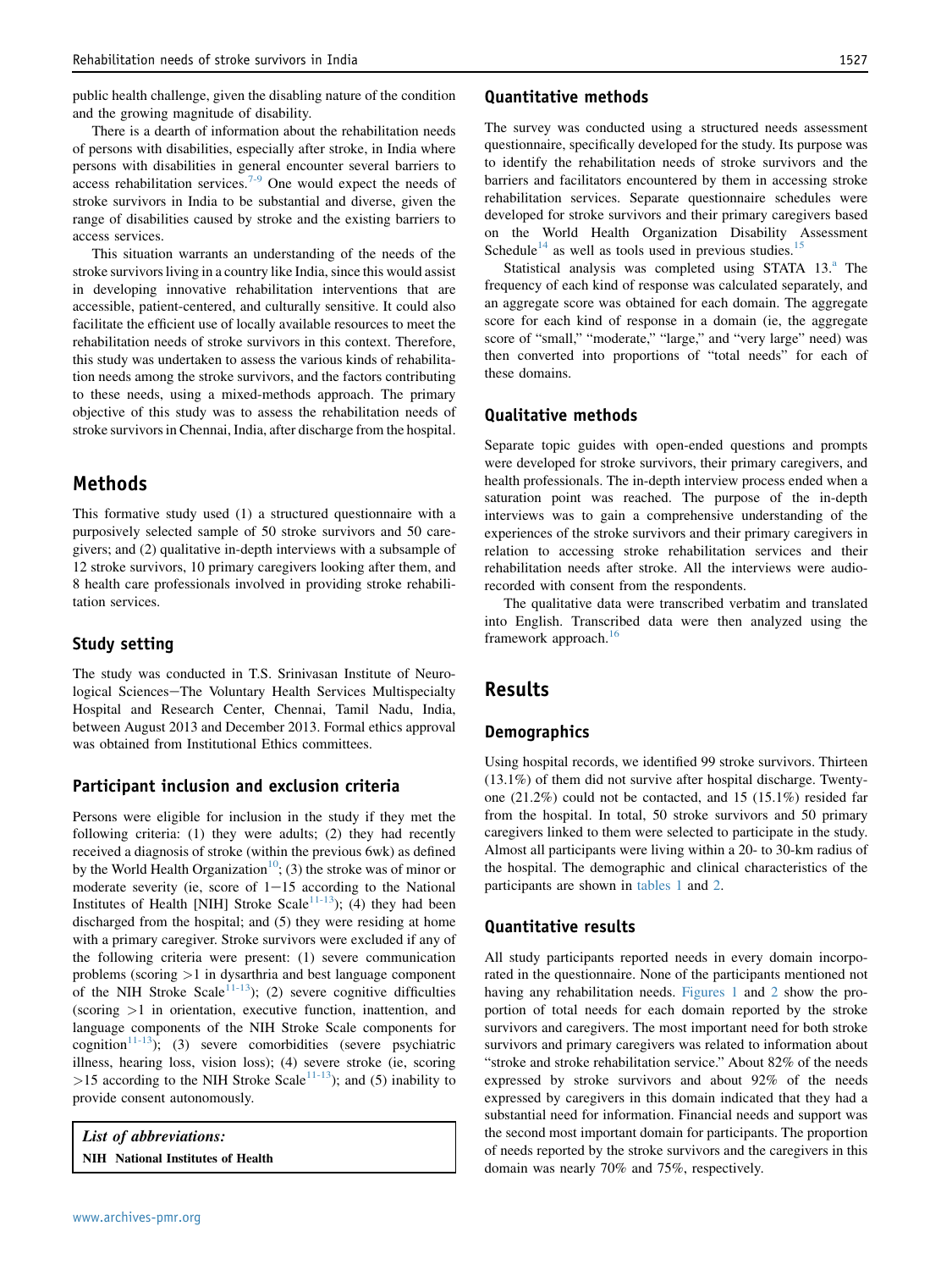public health challenge, given the disabling nature of the condition and the growing magnitude of disability.

There is a dearth of information about the rehabilitation needs of persons with disabilities, especially after stroke, in India where persons with disabilities in general encounter several barriers to access rehabilitation services.[7-9] One would expect the needs of stroke survivors in India to be substantial and diverse, given the range of disabilities caused by stroke and the existing barriers to access services.

This situation warrants an understanding of the needs of the stroke survivors living in a country like India, since this would assist in developing innovative rehabilitation interventions that are accessible, patient-centered, and culturally sensitive. It could also facilitate the efficient use of locally available resources to meet the rehabilitation needs of stroke survivors in this context. Therefore, this study was undertaken to assess the various kinds of rehabilitation needs among the stroke survivors, and the factors contributing to these needs, using a mixed-methods approach. The primary objective of this study was to assess the rehabilitation needs of stroke survivors in Chennai, India, after discharge from the hospital.

## Methods

This formative study used (1) a structured questionnaire with a purposively selected sample of 50 stroke survivors and 50 caregivers; and (2) qualitative in-depth interviews with a subsample of 12 stroke survivors, 10 primary caregivers looking after them, and 8 health care professionals involved in providing stroke rehabilitation services.

### Study setting

The study was conducted in T.S. Srinivasan Institute of Neurological Sciences—The Voluntary Health Services Multispecialty Hospital and Research Center, Chennai, Tamil Nadu, India, between August 2013 and December 2013. Formal ethics approval was obtained from Institutional Ethics committees.

### Participant inclusion and exclusion criteria

Persons were eligible for inclusion in the study if they met the following criteria: (1) they were adults; (2) they had recently received a diagnosis of stroke (within the previous 6wk) as defined by the World Health Organization[10]; (3) the stroke was of minor or moderate severity (ie, score of 1−15 according to the National Institutes of Health [NIH] Stroke Scale[11-13]); (4) they had been discharged from the hospital; and (5) they were residing at home with a primary caregiver. Stroke survivors were excluded if any of the following criteria were present: (1) severe communication problems (scoring >1 in dysarthria and best language component of the NIH Stroke Scale[11-13]); (2) severe cognitive difficulties (scoring >1 in orientation, executive function, inattention, and language components of the NIH Stroke Scale components for cognition[11-13]); (3) severe comorbidities (severe psychiatric illness, hearing loss, vision loss); (4) severe stroke (ie, scoring >15 according to the NIH Stroke Scale[11-13]); and (5) inability to provide consent autonomously.

*List of abbreviations:*
**NIH National Institutes of Health**

### Quantitative methods

The survey was conducted using a structured needs assessment questionnaire, specifically developed for the study. Its purpose was to identify the rehabilitation needs of stroke survivors and the barriers and facilitators encountered by them in accessing stroke rehabilitation services. Separate questionnaire schedules were developed for stroke survivors and their primary caregivers based on the World Health Organization Disability Assessment Schedule[14] as well as tools used in previous studies.[15]

Statistical analysis was completed using STATA 13.[a] The frequency of each kind of response was calculated separately, and an aggregate score was obtained for each domain. The aggregate score for each kind of response in a domain (ie, the aggregate score of "small," "moderate," "large," and "very large" need) was then converted into proportions of "total needs" for each of these domains.

### Qualitative methods

Separate topic guides with open-ended questions and prompts were developed for stroke survivors, their primary caregivers, and health professionals. The in-depth interview process ended when a saturation point was reached. The purpose of the in-depth interviews was to gain a comprehensive understanding of the experiences of the stroke survivors and their primary caregivers in relation to accessing stroke rehabilitation services and their rehabilitation needs after stroke. All the interviews were audio-recorded with consent from the respondents.

The qualitative data were transcribed verbatim and translated into English. Transcribed data were then analyzed using the framework approach.[16]

## Results

### Demographics

Using hospital records, we identified 99 stroke survivors. Thirteen (13.1%) of them did not survive after hospital discharge. Twenty-one (21.2%) could not be contacted, and 15 (15.1%) resided far from the hospital. In total, 50 stroke survivors and 50 primary caregivers linked to them were selected to participate in the study. Almost all participants were living within a 20- to 30-km radius of the hospital. The demographic and clinical characteristics of the participants are shown in tables 1 and 2.

### Quantitative results

All study participants reported needs in every domain incorporated in the questionnaire. None of the participants mentioned not having any rehabilitation needs. Figures 1 and 2 show the proportion of total needs for each domain reported by the stroke survivors and caregivers. The most important need for both stroke survivors and primary caregivers was related to information about "stroke and stroke rehabilitation service." About 82% of the needs expressed by stroke survivors and about 92% of the needs expressed by caregivers in this domain indicated that they had a substantial need for information. Financial needs and support was the second most important domain for participants. The proportion of needs reported by the stroke survivors and the caregivers in this domain was nearly 70% and 75%, respectively.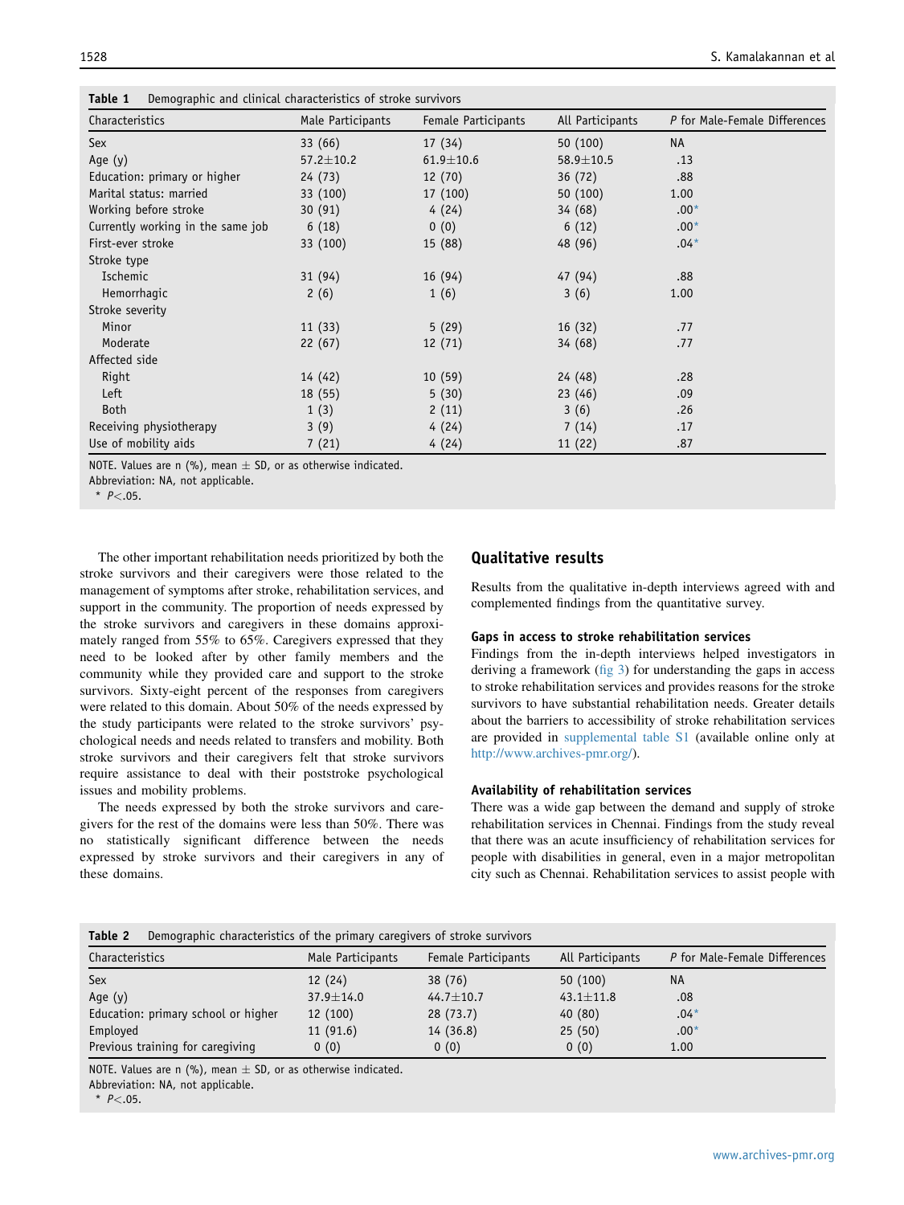**Table 1** Demographic and clinical characteristics of stroke survivors

| Characteristics | Male Participants | Female Participants | All Participants | $P$ for Male-Female Differences |
|---|---|---|---|---|
| Sex | 33 (66) | 17 (34) | 50 (100) | NA |
| Age (y) | 57.2±10.2 | 61.9±10.6 | 58.9±10.5 | .13 |
| Education: primary or higher | 24 (73) | 12 (70) | 36 (72) | .88 |
| Marital status: married | 33 (100) | 17 (100) | 50 (100) | 1.00 |
| Working before stroke | 30 (91) | 4 (24) | 34 (68) | .00* |
| Currently working in the same job | 6 (18) | 0 (0) | 6 (12) | .00* |
| First-ever stroke | 33 (100) | 15 (88) | 48 (96) | .04* |
| Stroke type | | | | |
| Ischemic | 31 (94) | 16 (94) | 47 (94) | .88 |
| Hemorrhagic | 2 (6) | 1 (6) | 3 (6) | 1.00 |
| Stroke severity | | | | |
| Minor | 11 (33) | 5 (29) | 16 (32) | .77 |
| Moderate | 22 (67) | 12 (71) | 34 (68) | .77 |
| Affected side | | | | |
| Right | 14 (42) | 10 (59) | 24 (48) | .28 |
| Left | 18 (55) | 5 (30) | 23 (46) | .09 |
| Both | 1 (3) | 2 (11) | 3 (6) | .26 |
| Receiving physiotherapy | 3 (9) | 4 (24) | 7 (14) | .17 |
| Use of mobility aids | 7 (21) | 4 (24) | 11 (22) | .87 |

NOTE. Values are n (%), mean ± SD, or as otherwise indicated.
Abbreviation: NA, not applicable.
* $P<.05$.

The other important rehabilitation needs prioritized by both the stroke survivors and their caregivers were those related to the management of symptoms after stroke, rehabilitation services, and support in the community. The proportion of needs expressed by the stroke survivors and caregivers in these domains approximately ranged from 55% to 65%. Caregivers expressed that they need to be looked after by other family members and the community while they provided care and support to the stroke survivors. Sixty-eight percent of the responses from caregivers were related to this domain. About 50% of the needs expressed by the study participants were related to the stroke survivors' psychological needs and needs related to transfers and mobility. Both stroke survivors and their caregivers felt that stroke survivors require assistance to deal with their poststroke psychological issues and mobility problems.

The needs expressed by both the stroke survivors and caregivers for the rest of the domains were less than 50%. There was no statistically significant difference between the needs expressed by stroke survivors and their caregivers in any of these domains.

## Qualitative results

Results from the qualitative in-depth interviews agreed with and complemented findings from the quantitative survey.

### Gaps in access to stroke rehabilitation services

Findings from the in-depth interviews helped investigators in deriving a framework (fig 3) for understanding the gaps in access to stroke rehabilitation services and provides reasons for the stroke survivors to have substantial rehabilitation needs. Greater details about the barriers to accessibility of stroke rehabilitation services are provided in supplemental table S1 (available online only at http://www.archives-pmr.org/).

### Availability of rehabilitation services

There was a wide gap between the demand and supply of stroke rehabilitation services in Chennai. Findings from the study reveal that there was an acute insufficiency of rehabilitation services for people with disabilities in general, even in a major metropolitan city such as Chennai. Rehabilitation services to assist people with

**Table 2** Demographic characteristics of the primary caregivers of stroke survivors

| Characteristics | Male Participants | Female Participants | All Participants | $P$ for Male-Female Differences |
|---|---|---|---|---|
| Sex | 12 (24) | 38 (76) | 50 (100) | NA |
| Age (y) | 37.9±14.0 | 44.7±10.7 | 43.1±11.8 | .08 |
| Education: primary school or higher | 12 (100) | 28 (73.7) | 40 (80) | .04* |
| Employed | 11 (91.6) | 14 (36.8) | 25 (50) | .00* |
| Previous training for caregiving | 0 (0) | 0 (0) | 0 (0) | 1.00 |

NOTE. Values are n (%), mean ± SD, or as otherwise indicated.
Abbreviation: NA, not applicable.
* $P<.05$.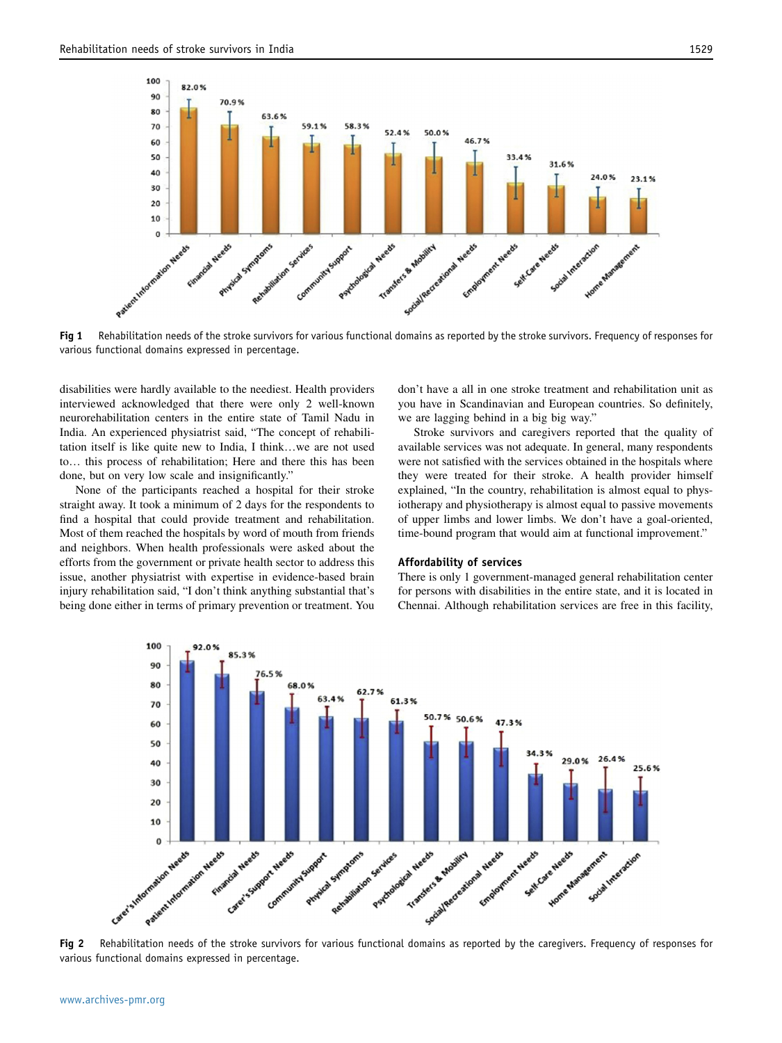Fig 1 Rehabilitation needs of the stroke survivors for various functional domains as reported by the stroke survivors. Frequency of responses for various functional domains expressed in percentage.

disabilities were hardly available to the neediest. Health providers interviewed acknowledged that there were only 2 well-known neurorehabilitation centers in the entire state of Tamil Nadu in India. An experienced physiatrist said, "The concept of rehabilitation itself is like quite new to India, I think…we are not used to… this process of rehabilitation; Here and there this has been done, but on very low scale and insignificantly."

None of the participants reached a hospital for their stroke straight away. It took a minimum of 2 days for the respondents to find a hospital that could provide treatment and rehabilitation. Most of them reached the hospitals by word of mouth from friends and neighbors. When health professionals were asked about the efforts from the government or private health sector to address this issue, another physiatrist with expertise in evidence-based brain injury rehabilitation said, "I don't think anything substantial that's being done either in terms of primary prevention or treatment. You don't have a all in one stroke treatment and rehabilitation unit as you have in Scandinavian and European countries. So definitely, we are lagging behind in a big big way."

Stroke survivors and caregivers reported that the quality of available services was not adequate. In general, many respondents were not satisfied with the services obtained in the hospitals where they were treated for their stroke. A health provider himself explained, "In the country, rehabilitation is almost equal to physiotherapy and physiotherapy is almost equal to passive movements of upper limbs and lower limbs. We don't have a goal-oriented, time-bound program that would aim at functional improvement."

### Affordability of services

There is only 1 government-managed general rehabilitation center for persons with disabilities in the entire state, and it is located in Chennai. Although rehabilitation services are free in this facility,

Fig 2 Rehabilitation needs of the stroke survivors for various functional domains as reported by the caregivers. Frequency of responses for various functional domains expressed in percentage.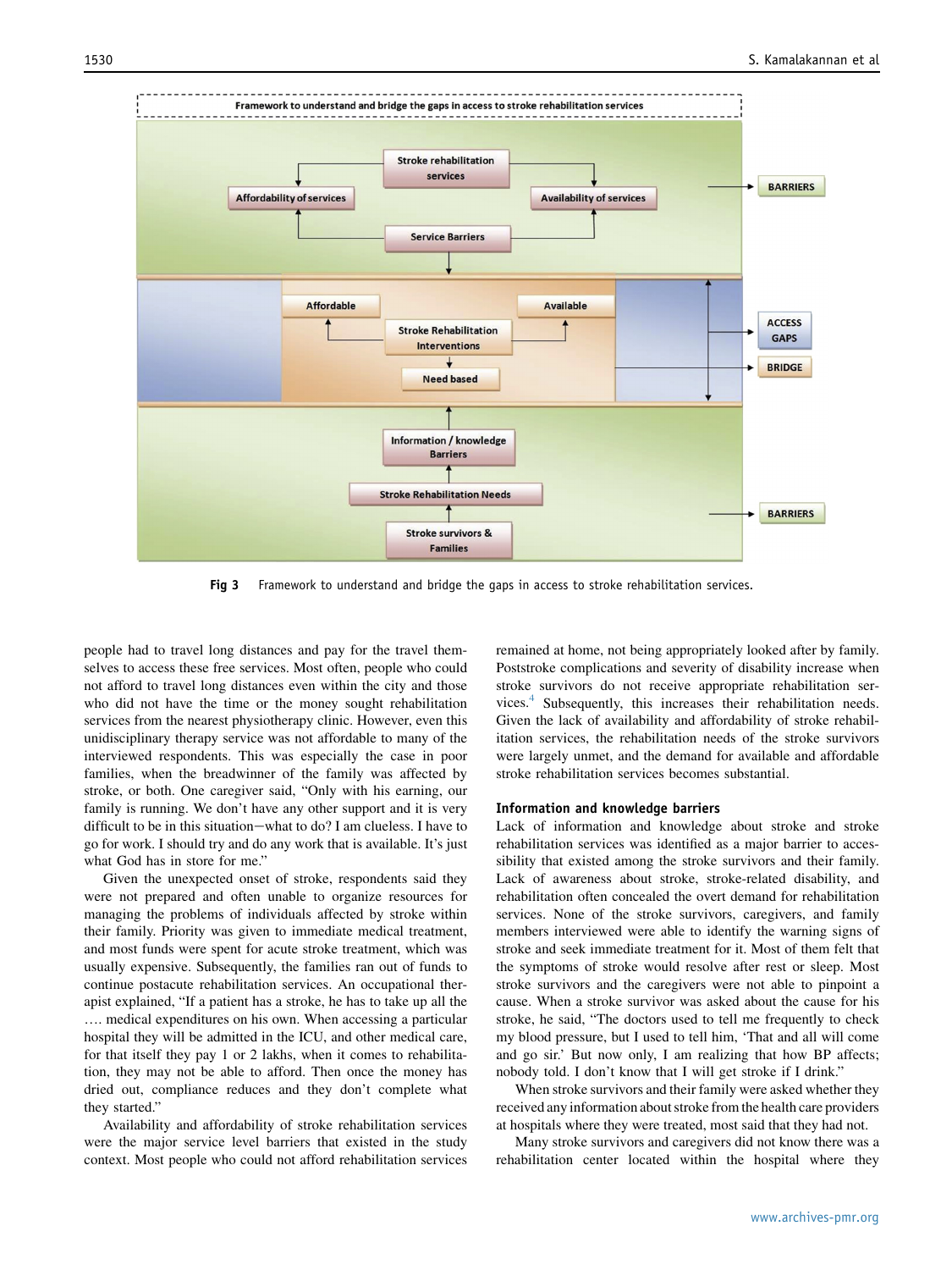Framework to understand and bridge the gaps in access to stroke rehabilitation services

Stroke rehabilitation services

Affordability of services

Availability of services

Service Barriers

BARRIERS

Affordable

Available

Stroke Rehabilitation Interventions

Need based

ACCESS GAPS

BRIDGE

Information / knowledge Barriers

Stroke Rehabilitation Needs

Stroke survivors & Families

BARRIERS

**Fig 3** Framework to understand and bridge the gaps in access to stroke rehabilitation services.

people had to travel long distances and pay for the travel themselves to access these free services. Most often, people who could not afford to travel long distances even within the city and those who did not have the time or the money sought rehabilitation services from the nearest physiotherapy clinic. However, even this unidisciplinary therapy service was not affordable to many of the interviewed respondents. This was especially the case in poor families, when the breadwinner of the family was affected by stroke, or both. One caregiver said, "Only with his earning, our family is running. We don't have any other support and it is very difficult to be in this situation—what to do? I am clueless. I have to go for work. I should try and do any work that is available. It's just what God has in store for me."

Given the unexpected onset of stroke, respondents said they were not prepared and often unable to organize resources for managing the problems of individuals affected by stroke within their family. Priority was given to immediate medical treatment, and most funds were spent for acute stroke treatment, which was usually expensive. Subsequently, the families ran out of funds to continue postacute rehabilitation services. An occupational therapist explained, "If a patient has a stroke, he has to take up all the …. medical expenditures on his own. When accessing a particular hospital they will be admitted in the ICU, and other medical care, for that itself they pay 1 or 2 lakhs, when it comes to rehabilitation, they may not be able to afford. Then once the money has dried out, compliance reduces and they don't complete what they started."

Availability and affordability of stroke rehabilitation services were the major service level barriers that existed in the study context. Most people who could not afford rehabilitation services remained at home, not being appropriately looked after by family. Poststroke complications and severity of disability increase when stroke survivors do not receive appropriate rehabilitation services.[4] Subsequently, this increases their rehabilitation needs. Given the lack of availability and affordability of stroke rehabilitation services, the rehabilitation needs of the stroke survivors were largely unmet, and the demand for available and affordable stroke rehabilitation services becomes substantial.

### Information and knowledge barriers

Lack of information and knowledge about stroke and stroke rehabilitation services was identified as a major barrier to accessibility that existed among the stroke survivors and their family. Lack of awareness about stroke, stroke-related disability, and rehabilitation often concealed the overt demand for rehabilitation services. None of the stroke survivors, caregivers, and family members interviewed were able to identify the warning signs of stroke and seek immediate treatment for it. Most of them felt that the symptoms of stroke would resolve after rest or sleep. Most stroke survivors and the caregivers were not able to pinpoint a cause. When a stroke survivor was asked about the cause for his stroke, he said, "The doctors used to tell me frequently to check my blood pressure, but I used to tell him, 'That and all will come and go sir.' But now only, I am realizing that how BP affects; nobody told. I don't know that I will get stroke if I drink."

When stroke survivors and their family were asked whether they received any information about stroke from the health care providers at hospitals where they were treated, most said that they had not.

Many stroke survivors and caregivers did not know there was a rehabilitation center located within the hospital where they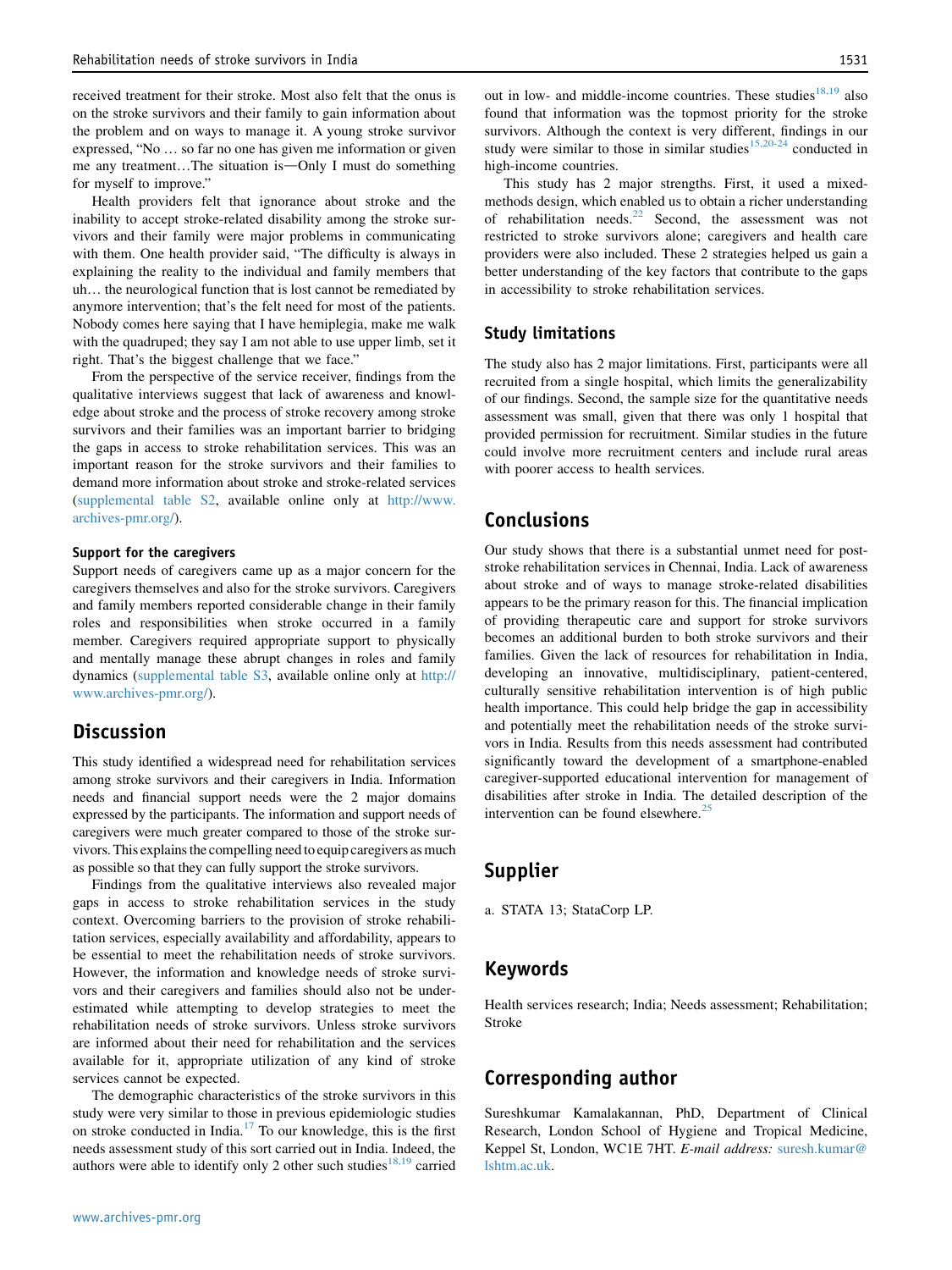received treatment for their stroke. Most also felt that the onus is on the stroke survivors and their family to gain information about the problem and on ways to manage it. A young stroke survivor expressed, "No … so far no one has given me information or given me any treatment…The situation is—Only I must do something for myself to improve."

Health providers felt that ignorance about stroke and the inability to accept stroke-related disability among the stroke survivors and their family were major problems in communicating with them. One health provider said, "The difficulty is always in explaining the reality to the individual and family members that uh… the neurological function that is lost cannot be remediated by anymore intervention; that's the felt need for most of the patients. Nobody comes here saying that I have hemiplegia, make me walk with the quadruped; they say I am not able to use upper limb, set it right. That's the biggest challenge that we face."

From the perspective of the service receiver, findings from the qualitative interviews suggest that lack of awareness and knowledge about stroke and the process of stroke recovery among stroke survivors and their families was an important barrier to bridging the gaps in access to stroke rehabilitation services. This was an important reason for the stroke survivors and their families to demand more information about stroke and stroke-related services (supplemental table S2, available online only at http://www.archives-pmr.org/).

#### Support for the caregivers

Support needs of caregivers came up as a major concern for the caregivers themselves and also for the stroke survivors. Caregivers and family members reported considerable change in their family roles and responsibilities when stroke occurred in a family member. Caregivers required appropriate support to physically and mentally manage these abrupt changes in roles and family dynamics (supplemental table S3, available online only at http://www.archives-pmr.org/).

## Discussion

This study identified a widespread need for rehabilitation services among stroke survivors and their caregivers in India. Information needs and financial support needs were the 2 major domains expressed by the participants. The information and support needs of caregivers were much greater compared to those of the stroke survivors. This explains the compelling need to equip caregivers as much as possible so that they can fully support the stroke survivors.

Findings from the qualitative interviews also revealed major gaps in access to stroke rehabilitation services in the study context. Overcoming barriers to the provision of stroke rehabilitation services, especially availability and affordability, appears to be essential to meet the rehabilitation needs of stroke survivors. However, the information and knowledge needs of stroke survivors and their caregivers and families should also not be underestimated while attempting to develop strategies to meet the rehabilitation needs of stroke survivors. Unless stroke survivors are informed about their need for rehabilitation and the services available for it, appropriate utilization of any kind of stroke services cannot be expected.

The demographic characteristics of the stroke survivors in this study were very similar to those in previous epidemiologic studies on stroke conducted in India.[17] To our knowledge, this is the first needs assessment study of this sort carried out in India. Indeed, the authors were able to identify only 2 other such studies[18,19] carried out in low- and middle-income countries. These studies[18,19] also found that information was the topmost priority for the stroke survivors. Although the context is very different, findings in our study were similar to those in similar studies[15,20-24] conducted in high-income countries.

This study has 2 major strengths. First, it used a mixed-methods design, which enabled us to obtain a richer understanding of rehabilitation needs.[22] Second, the assessment was not restricted to stroke survivors alone; caregivers and health care providers were also included. These 2 strategies helped us gain a better understanding of the key factors that contribute to the gaps in accessibility to stroke rehabilitation services.

### Study limitations

The study also has 2 major limitations. First, participants were all recruited from a single hospital, which limits the generalizability of our findings. Second, the sample size for the quantitative needs assessment was small, given that there was only 1 hospital that provided permission for recruitment. Similar studies in the future could involve more recruitment centers and include rural areas with poorer access to health services.

## Conclusions

Our study shows that there is a substantial unmet need for post-stroke rehabilitation services in Chennai, India. Lack of awareness about stroke and of ways to manage stroke-related disabilities appears to be the primary reason for this. The financial implication of providing therapeutic care and support for stroke survivors becomes an additional burden to both stroke survivors and their families. Given the lack of resources for rehabilitation in India, developing an innovative, multidisciplinary, patient-centered, culturally sensitive rehabilitation intervention is of high public health importance. This could help bridge the gap in accessibility and potentially meet the rehabilitation needs of the stroke survivors in India. Results from this needs assessment had contributed significantly toward the development of a smartphone-enabled caregiver-supported educational intervention for management of disabilities after stroke in India. The detailed description of the intervention can be found elsewhere.[25]

## Supplier

a. STATA 13; StataCorp LP.

## Keywords

Health services research; India; Needs assessment; Rehabilitation; Stroke

## Corresponding author

Sureshkumar Kamalakannan, PhD, Department of Clinical Research, London School of Hygiene and Tropical Medicine, Keppel St, London, WC1E 7HT. *E-mail address:* suresh.kumar@lshtm.ac.uk.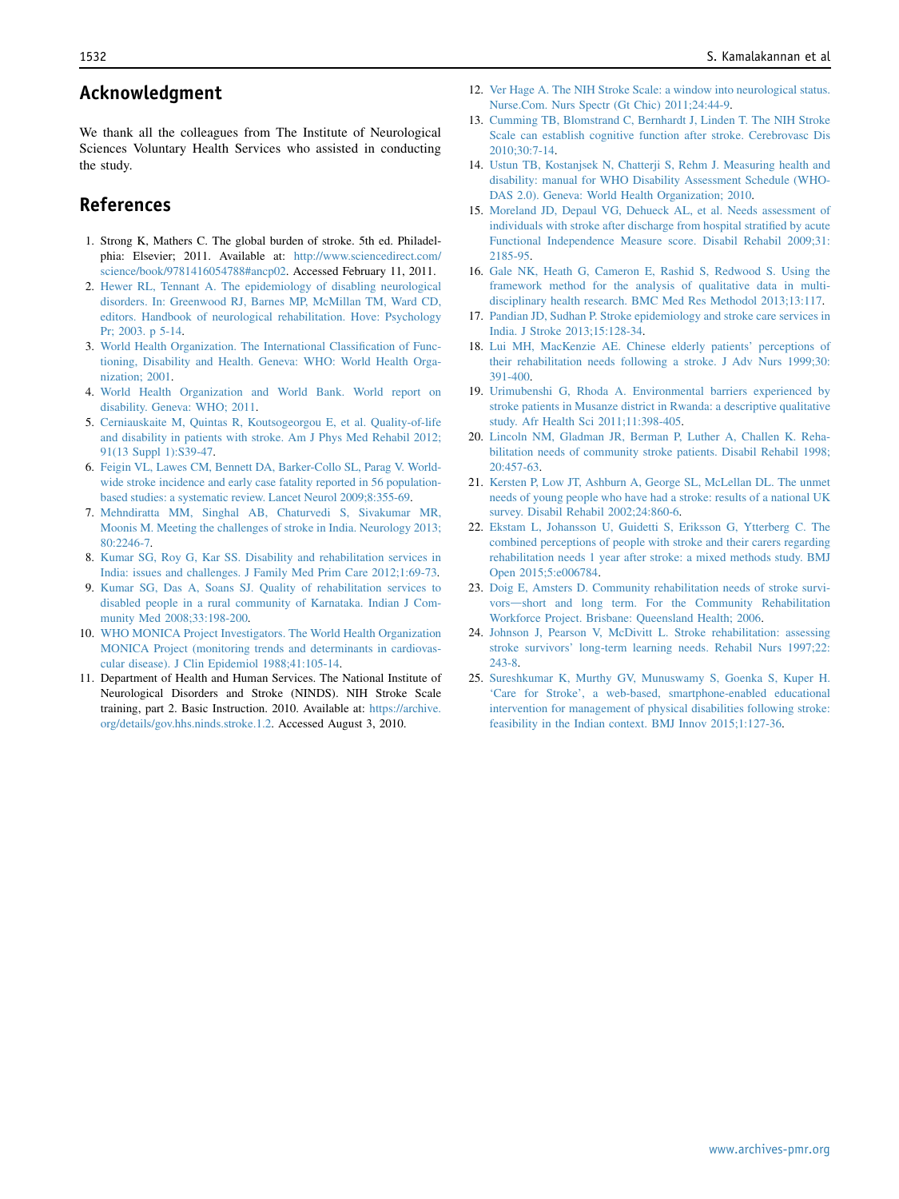## Acknowledgment

We thank all the colleagues from The Institute of Neurological Sciences Voluntary Health Services who assisted in conducting the study.

## References

1. Strong K, Mathers C. The global burden of stroke. 5th ed. Philadelphia: Elsevier; 2011. Available at: http://www.sciencedirect.com/science/book/9781416054788#ancp02. Accessed February 11, 2011.
2. Hewer RL, Tennant A. The epidemiology of disabling neurological disorders. In: Greenwood RJ, Barnes MP, McMillan TM, Ward CD, editors. Handbook of neurological rehabilitation. Hove: Psychology Pr; 2003. p 5-14.
3. World Health Organization. The International Classification of Functioning, Disability and Health. Geneva: WHO: World Health Organization; 2001.
4. World Health Organization and World Bank. World report on disability. Geneva: WHO; 2011.
5. Cerniauskaite M, Quintas R, Koutsogeorgou E, et al. Quality-of-life and disability in patients with stroke. Am J Phys Med Rehabil 2012; 91(13 Suppl 1):S39-47.
6. Feigin VL, Lawes CM, Bennett DA, Barker-Collo SL, Parag V. Worldwide stroke incidence and early case fatality reported in 56 population-based studies: a systematic review. Lancet Neurol 2009;8:355-69.
7. Mehndiratta MM, Singhal AB, Chaturvedi S, Sivakumar MR, Moonis M. Meeting the challenges of stroke in India. Neurology 2013; 80:2246-7.
8. Kumar SG, Roy G, Kar SS. Disability and rehabilitation services in India: issues and challenges. J Family Med Prim Care 2012;1:69-73.
9. Kumar SG, Das A, Soans SJ. Quality of rehabilitation services to disabled people in a rural community of Karnataka. Indian J Community Med 2008;33:198-200.
10. WHO MONICA Project Investigators. The World Health Organization MONICA Project (monitoring trends and determinants in cardiovascular disease). J Clin Epidemiol 1988;41:105-14.
11. Department of Health and Human Services. The National Institute of Neurological Disorders and Stroke (NINDS). NIH Stroke Scale training, part 2. Basic Instruction. 2010. Available at: https://archive.org/details/gov.hhs.ninds.stroke.1.2. Accessed August 3, 2010.
12. Ver Hage A. The NIH Stroke Scale: a window into neurological status. Nurse.Com. Nurs Spectr (Gt Chic) 2011;24:44-9.
13. Cumming TB, Blomstrand C, Bernhardt J, Linden T. The NIH Stroke Scale can establish cognitive function after stroke. Cerebrovasc Dis 2010;30:7-14.
14. Ustun TB, Kostanjsek N, Chatterji S, Rehm J. Measuring health and disability: manual for WHO Disability Assessment Schedule (WHODAS 2.0). Geneva: World Health Organization; 2010.
15. Moreland JD, Depaul VG, Dehueck AL, et al. Needs assessment of individuals with stroke after discharge from hospital stratified by acute Functional Independence Measure score. Disabil Rehabil 2009;31: 2185-95.
16. Gale NK, Heath G, Cameron E, Rashid S, Redwood S. Using the framework method for the analysis of qualitative data in multidisciplinary health research. BMC Med Res Methodol 2013;13:117.
17. Pandian JD, Sudhan P. Stroke epidemiology and stroke care services in India. J Stroke 2013;15:128-34.
18. Lui MH, MacKenzie AE. Chinese elderly patients' perceptions of their rehabilitation needs following a stroke. J Adv Nurs 1999;30: 391-400.
19. Urimubenshi G, Rhoda A. Environmental barriers experienced by stroke patients in Musanze district in Rwanda: a descriptive qualitative study. Afr Health Sci 2011;11:398-405.
20. Lincoln NM, Gladman JR, Berman P, Luther A, Challen K. Rehabilitation needs of community stroke patients. Disabil Rehabil 1998; 20:457-63.
21. Kersten P, Low JT, Ashburn A, George SL, McLellan DL. The unmet needs of young people who have had a stroke: results of a national UK survey. Disabil Rehabil 2002;24:860-6.
22. Ekstam L, Johansson U, Guidetti S, Eriksson G, Ytterberg C. The combined perceptions of people with stroke and their carers regarding rehabilitation needs 1 year after stroke: a mixed methods study. BMJ Open 2015;5:e006784.
23. Doig E, Amsters D. Community rehabilitation needs of stroke survivors—short and long term. For the Community Rehabilitation Workforce Project. Brisbane: Queensland Health; 2006.
24. Johnson J, Pearson V, McDivitt L. Stroke rehabilitation: assessing stroke survivors' long-term learning needs. Rehabil Nurs 1997;22: 243-8.
25. Sureshkumar K, Murthy GV, Munuswamy S, Goenka S, Kuper H. 'Care for Stroke', a web-based, smartphone-enabled educational intervention for management of physical disabilities following stroke: feasibility in the Indian context. BMJ Innov 2015;1:127-36.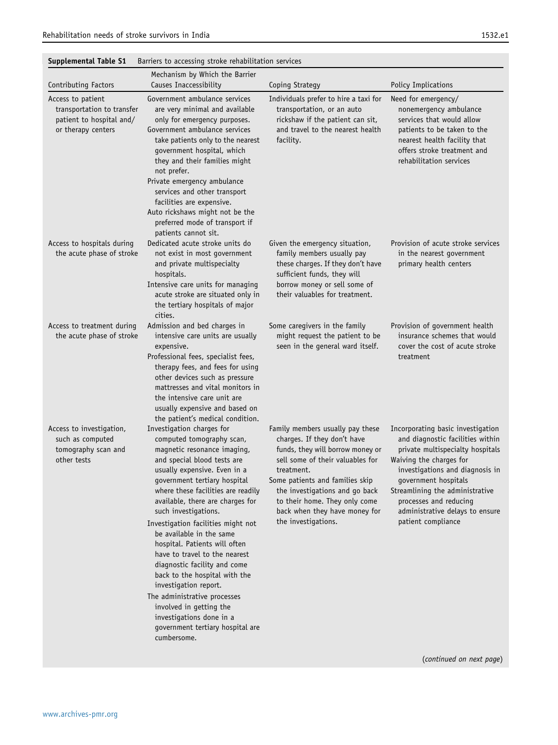**Supplemental Table S1** Barriers to accessing stroke rehabilitation services

| Contributing Factors | Mechanism by Which the Barrier Causes Inaccessibility | Coping Strategy | Policy Implications |
|---|---|---|---|
| Access to patient transportation to transfer patient to hospital and/or therapy centers | Government ambulance services are very minimal and available only for emergency purposes.<br>Government ambulance services take patients only to the nearest government hospital, which they and their families might not prefer.<br>Private emergency ambulance services and other transport facilities are expensive.<br>Auto rickshaws might not be the preferred mode of transport if patients cannot sit. | Individuals prefer to hire a taxi for transportation, or an auto rickshaw if the patient can sit, and travel to the nearest health facility. | Need for emergency/nonemergency ambulance services that would allow patients to be taken to the nearest health facility that offers stroke treatment and rehabilitation services |
| Access to hospitals during the acute phase of stroke | Dedicated acute stroke units do not exist in most government and private multispecialty hospitals.<br>Intensive care units for managing acute stroke are situated only in the tertiary hospitals of major cities. | Given the emergency situation, family members usually pay these charges. If they don't have sufficient funds, they will borrow money or sell some of their valuables for treatment. | Provision of acute stroke services in the nearest government primary health centers |
| Access to treatment during the acute phase of stroke | Admission and bed charges in intensive care units are usually expensive.<br>Professional fees, specialist fees, therapy fees, and fees for using other devices such as pressure mattresses and vital monitors in the intensive care unit are usually expensive and based on the patient's medical condition. | Some caregivers in the family might request the patient to be seen in the general ward itself. | Provision of government health insurance schemes that would cover the cost of acute stroke treatment |
| Access to investigation, such as computed tomography scan and other tests | Investigation charges for computed tomography scan, magnetic resonance imaging, and special blood tests are usually expensive. Even in a government tertiary hospital where these facilities are readily available, there are charges for such investigations.<br>Investigation facilities might not be available in the same hospital. Patients will often have to travel to the nearest diagnostic facility and come back to the hospital with the investigation report.<br>The administrative processes involved in getting the investigations done in a government tertiary hospital are cumbersome. | Family members usually pay these charges. If they don't have funds, they will borrow money or sell some of their valuables for treatment.<br>Some patients and families skip the investigations and go back to their home. They only come back when they have money for the investigations. | Incorporating basic investigation and diagnostic facilities within private multispecialty hospitals<br>Waiving the charges for investigations and diagnosis in government hospitals<br>Streamlining the administrative processes and reducing administrative delays to ensure patient compliance |

(*continued on next page*)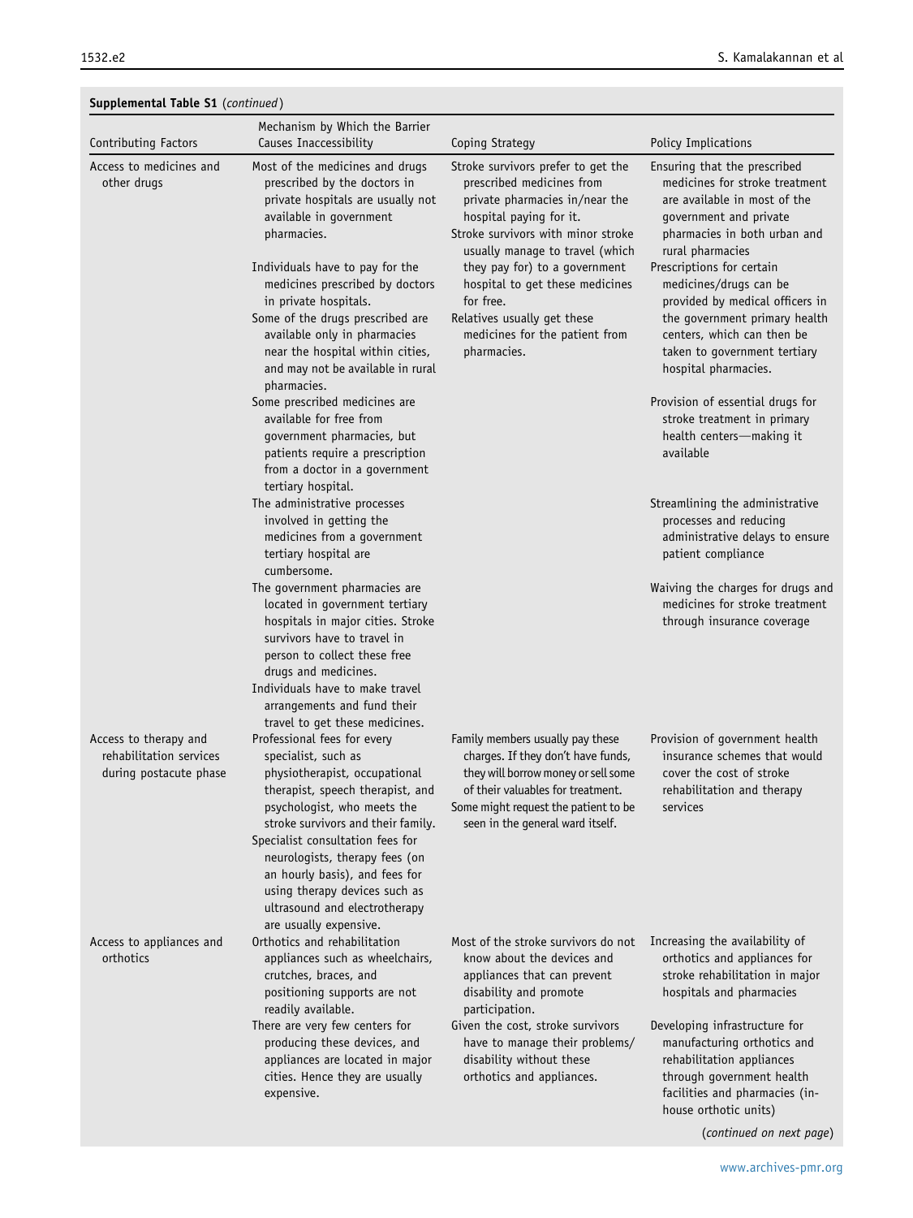**Supplemental Table S1** (*continued*)

| Contributing Factors | Mechanism by Which the Barrier Causes Inaccessibility | Coping Strategy | Policy Implications |
|---|---|---|---|
| Access to medicines and other drugs | Most of the medicines and drugs prescribed by the doctors in private hospitals are usually not available in government pharmacies.<br>Individuals have to pay for the medicines prescribed by doctors in private hospitals.<br>Some of the drugs prescribed are available only in pharmacies near the hospital within cities, and may not be available in rural pharmacies.<br>Some prescribed medicines are available for free from government pharmacies, but patients require a prescription from a doctor in a government tertiary hospital.<br>The administrative processes involved in getting the medicines from a government tertiary hospital are cumbersome.<br>The government pharmacies are located in government tertiary hospitals in major cities. Stroke survivors have to travel in person to collect these free drugs and medicines.<br>Individuals have to make travel arrangements and fund their travel to get these medicines. | Stroke survivors prefer to get the prescribed medicines from private pharmacies in/near the hospital paying for it.<br>Stroke survivors with minor stroke usually manage to travel (which they pay for) to a government hospital to get these medicines for free.<br>Relatives usually get these medicines for the patient from pharmacies. | Ensuring that the prescribed medicines for stroke treatment are available in most of the government and private pharmacies in both urban and rural pharmacies<br>Prescriptions for certain medicines/drugs can be provided by medical officers in the government primary health centers, which can then be taken to government tertiary hospital pharmacies.<br>Provision of essential drugs for stroke treatment in primary health centers—making it available<br>Streamlining the administrative processes and reducing administrative delays to ensure patient compliance<br>Waiving the charges for drugs and medicines for stroke treatment through insurance coverage |
| Access to therapy and rehabilitation services during postacute phase | Professional fees for every specialist, such as physiotherapist, occupational therapist, speech therapist, and psychologist, who meets the stroke survivors and their family.<br>Specialist consultation fees for neurologists, therapy fees (on an hourly basis), and fees for using therapy devices such as ultrasound and electrotherapy are usually expensive. | Family members usually pay these charges. If they don't have funds, they will borrow money or sell some of their valuables for treatment.<br>Some might request the patient to be seen in the general ward itself. | Provision of government health insurance schemes that would cover the cost of stroke rehabilitation and therapy services |
| Access to appliances and orthotics | Orthotics and rehabilitation appliances such as wheelchairs, crutches, braces, and positioning supports are not readily available.<br>There are very few centers for producing these devices, and appliances are located in major cities. Hence they are usually expensive. | Most of the stroke survivors do not know about the devices and appliances that can prevent disability and promote participation.<br>Given the cost, stroke survivors have to manage their problems/disability without these orthotics and appliances. | Increasing the availability of orthotics and appliances for stroke rehabilitation in major hospitals and pharmacies<br>Developing infrastructure for manufacturing orthotics and rehabilitation appliances through government health facilities and pharmacies (in-house orthotic units) |

(*continued on next page*)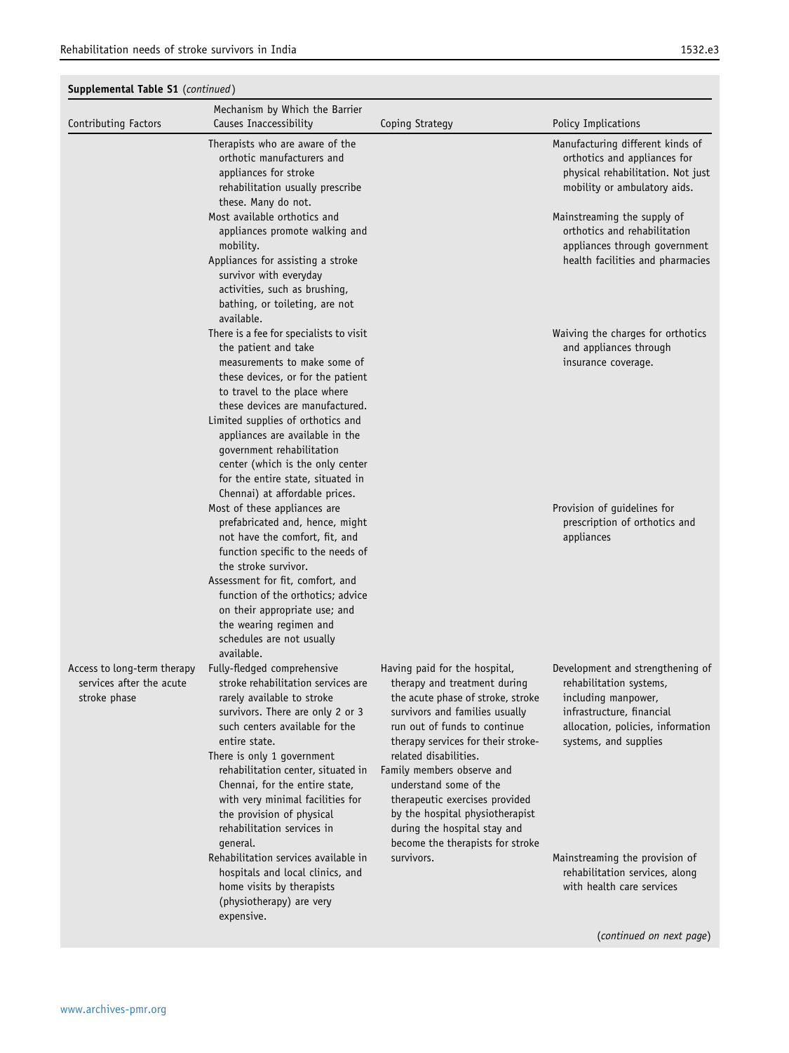**Supplemental Table S1** (*continued*)

| Contributing Factors | Mechanism by Which the Barrier Causes Inaccessibility | Coping Strategy | Policy Implications |
|---|---|---|---|
| | Therapists who are aware of the orthotic manufacturers and appliances for stroke rehabilitation usually prescribe these. Many do not. | | Manufacturing different kinds of orthotics and appliances for physical rehabilitation. Not just mobility or ambulatory aids. |
| | Most available orthotics and appliances promote walking and mobility. | | Mainstreaming the supply of orthotics and rehabilitation appliances through government health facilities and pharmacies |
| | Appliances for assisting a stroke survivor with everyday activities, such as brushing, bathing, or toileting, are not available. | | |
| | There is a fee for specialists to visit the patient and take measurements to make some of these devices, or for the patient to travel to the place where these devices are manufactured. | | Waiving the charges for orthotics and appliances through insurance coverage. |
| | Limited supplies of orthotics and appliances are available in the government rehabilitation center (which is the only center for the entire state, situated in Chennai) at affordable prices. | | |
| | Most of these appliances are prefabricated and, hence, might not have the comfort, fit, and function specific to the needs of the stroke survivor. | | Provision of guidelines for prescription of orthotics and appliances |
| | Assessment for fit, comfort, and function of the orthotics; advice on their appropriate use; and the wearing regimen and schedules are not usually available. | | |
| Access to long-term therapy services after the acute stroke phase | Fully-fledged comprehensive stroke rehabilitation services are rarely available to stroke survivors. There are only 2 or 3 such centers available for the entire state. | Having paid for the hospital, therapy and treatment during the acute phase of stroke, stroke survivors and families usually run out of funds to continue therapy services for their stroke-related disabilities. | Development and strengthening of rehabilitation systems, including manpower, infrastructure, financial allocation, policies, information systems, and supplies |
| | There is only 1 government rehabilitation center, situated in Chennai, for the entire state, with very minimal facilities for the provision of physical rehabilitation services in general. | Family members observe and understand some of the therapeutic exercises provided by the hospital physiotherapist during the hospital stay and become the therapists for stroke survivors. | |
| | Rehabilitation services available in hospitals and local clinics, and home visits by therapists (physiotherapy) are very expensive. | | Mainstreaming the provision of rehabilitation services, along with health care services |

(*continued on next page*)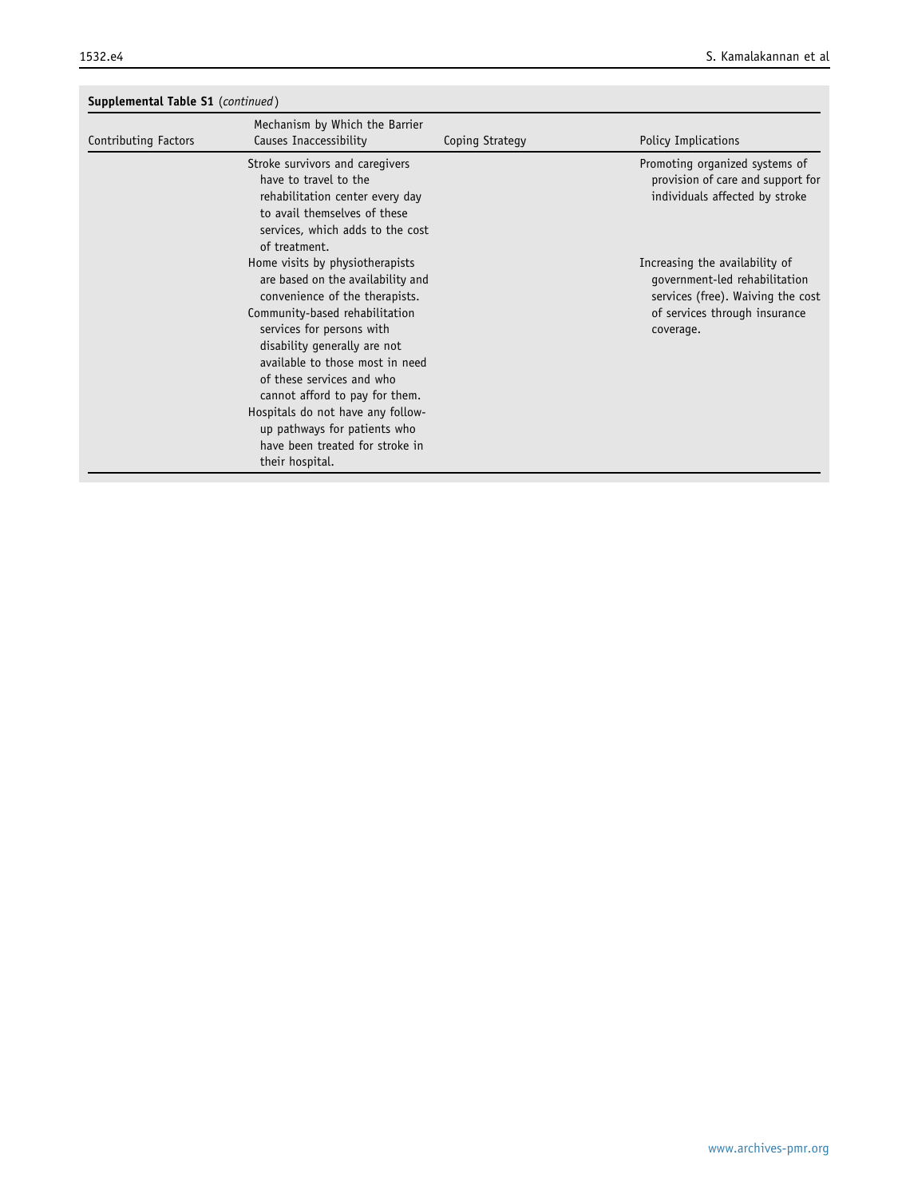**Supplemental Table S1** (*continued*)

| Contributing Factors | Mechanism by Which the Barrier Causes Inaccessibility | Coping Strategy | Policy Implications |
|---|---|---|---|
| | Stroke survivors and caregivers have to travel to the rehabilitation center every day to avail themselves of these services, which adds to the cost of treatment. | | Promoting organized systems of provision of care and support for individuals affected by stroke |
| | Home visits by physiotherapists are based on the availability and convenience of the therapists.<br>Community-based rehabilitation services for persons with disability generally are not available to those most in need of these services and who cannot afford to pay for them.<br>Hospitals do not have any follow-up pathways for patients who have been treated for stroke in their hospital. | | Increasing the availability of government-led rehabilitation services (free). Waiving the cost of services through insurance coverage. |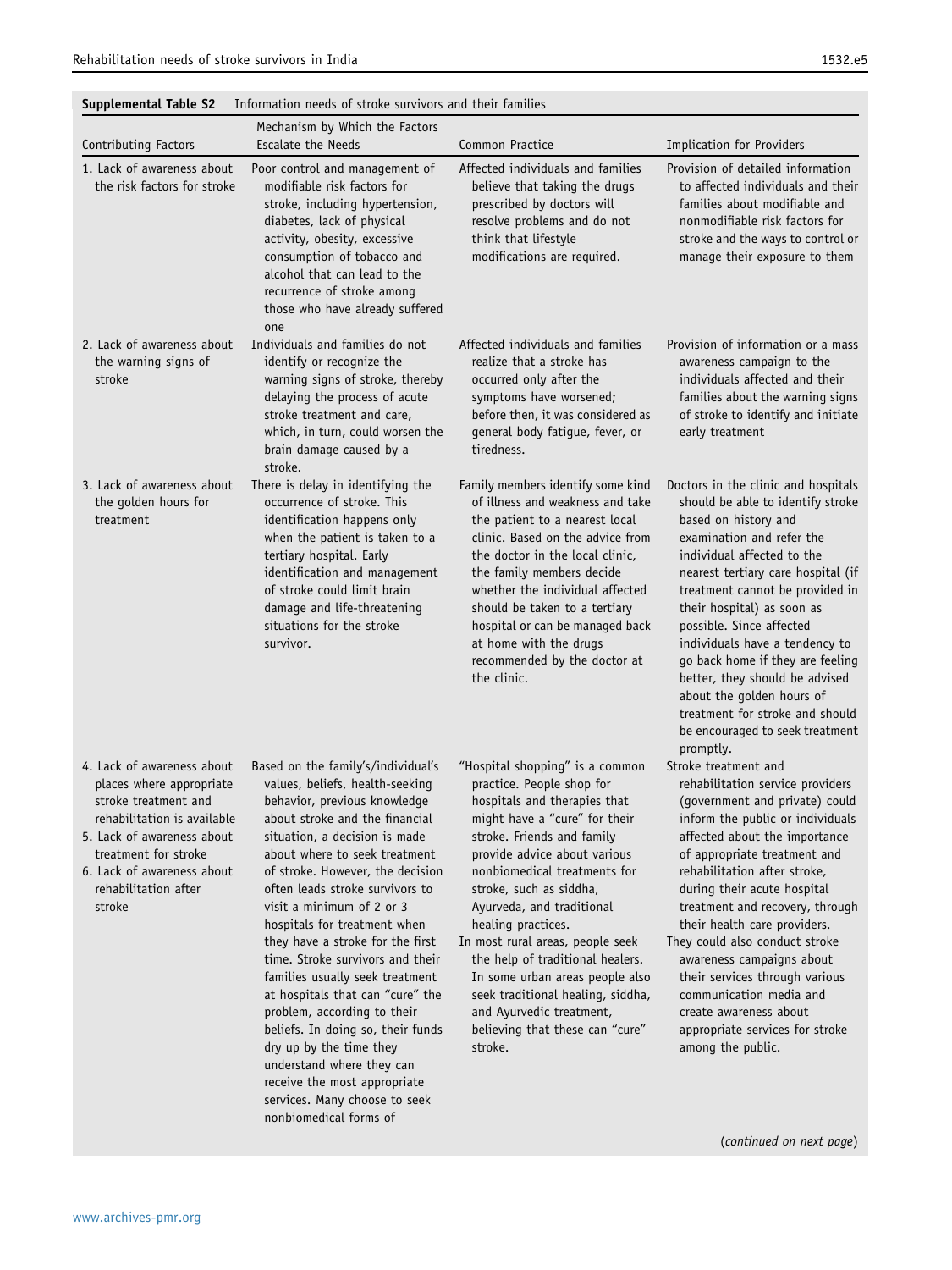**Supplemental Table S2** Information needs of stroke survivors and their families

| Contributing Factors | Mechanism by Which the Factors Escalate the Needs | Common Practice | Implication for Providers |
|---|---|---|---|
| 1. Lack of awareness about the risk factors for stroke | Poor control and management of modifiable risk factors for stroke, including hypertension, diabetes, lack of physical activity, obesity, excessive consumption of tobacco and alcohol that can lead to the recurrence of stroke among those who have already suffered one | Affected individuals and families believe that taking the drugs prescribed by doctors will resolve problems and do not think that lifestyle modifications are required. | Provision of detailed information to affected individuals and their families about modifiable and nonmodifiable risk factors for stroke and the ways to control or manage their exposure to them |
| 2. Lack of awareness about the warning signs of stroke | Individuals and families do not identify or recognize the warning signs of stroke, thereby delaying the process of acute stroke treatment and care, which, in turn, could worsen the brain damage caused by a stroke. | Affected individuals and families realize that a stroke has occurred only after the symptoms have worsened; before then, it was considered as general body fatigue, fever, or tiredness. | Provision of information or a mass awareness campaign to the individuals affected and their families about the warning signs of stroke to identify and initiate early treatment |
| 3. Lack of awareness about the golden hours for treatment | There is delay in identifying the occurrence of stroke. This identification happens only when the patient is taken to a tertiary hospital. Early identification and management of stroke could limit brain damage and life-threatening situations for the stroke survivor. | Family members identify some kind of illness and weakness and take the patient to a nearest local clinic. Based on the advice from the doctor in the local clinic, the family members decide whether the individual affected should be taken to a tertiary hospital or can be managed back at home with the drugs recommended by the doctor at the clinic. | Doctors in the clinic and hospitals should be able to identify stroke based on history and examination and refer the individual affected to the nearest tertiary care hospital (if treatment cannot be provided in their hospital) as soon as possible. Since affected individuals have a tendency to go back home if they are feeling better, they should be advised about the golden hours of treatment for stroke and should be encouraged to seek treatment promptly. |
| 4. Lack of awareness about places where appropriate stroke treatment and rehabilitation is available<br>5. Lack of awareness about treatment for stroke<br>6. Lack of awareness about rehabilitation after stroke | Based on the family's/individual's values, beliefs, health-seeking behavior, previous knowledge about stroke and the financial situation, a decision is made about where to seek treatment of stroke. However, the decision often leads stroke survivors to visit a minimum of 2 or 3 hospitals for treatment when they have a stroke for the first time. Stroke survivors and their families usually seek treatment at hospitals that can "cure" the problem, according to their beliefs. In doing so, their funds dry up by the time they understand where they can receive the most appropriate services. Many choose to seek nonbiomedical forms of | "Hospital shopping" is a common practice. People shop for hospitals and therapies that might have a "cure" for their stroke. Friends and family provide advice about various nonbiomedical treatments for stroke, such as siddha, Ayurveda, and traditional healing practices.<br>In most rural areas, people seek the help of traditional healers. In some urban areas people also seek traditional healing, siddha, and Ayurvedic treatment, believing that these can "cure" stroke. | Stroke treatment and rehabilitation service providers (government and private) could inform the public or individuals affected about the importance of appropriate treatment and rehabilitation after stroke, during their acute hospital treatment and recovery, through their health care providers.<br>They could also conduct stroke awareness campaigns about their services through various communication media and create awareness about appropriate services for stroke among the public. |

(*continued on next page*)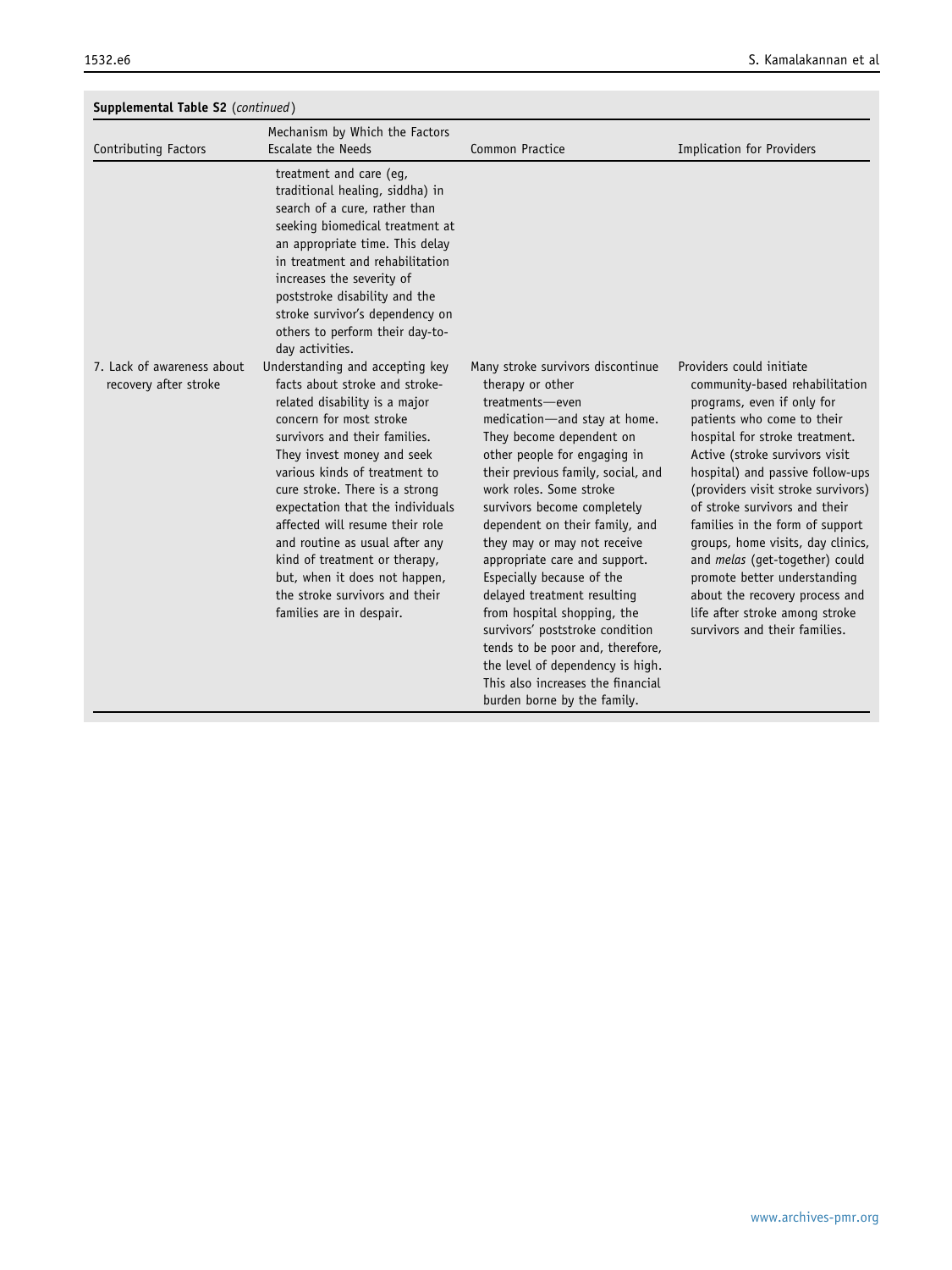**Supplemental Table S2** (*continued*)

| Contributing Factors | Mechanism by Which the Factors Escalate the Needs | Common Practice | Implication for Providers |
|---|---|---|---|
| | treatment and care (eg, traditional healing, siddha) in search of a cure, rather than seeking biomedical treatment at an appropriate time. This delay in treatment and rehabilitation increases the severity of poststroke disability and the stroke survivor's dependency on others to perform their day-to-day activities. | | |
| 7. Lack of awareness about recovery after stroke | Understanding and accepting key facts about stroke and stroke-related disability is a major concern for most stroke survivors and their families. They invest money and seek various kinds of treatment to cure stroke. There is a strong expectation that the individuals affected will resume their role and routine as usual after any kind of treatment or therapy, but, when it does not happen, the stroke survivors and their families are in despair. | Many stroke survivors discontinue therapy or other treatments—even medication—and stay at home. They become dependent on other people for engaging in their previous family, social, and work roles. Some stroke survivors become completely dependent on their family, and they may or may not receive appropriate care and support. Especially because of the delayed treatment resulting from hospital shopping, the survivors' poststroke condition tends to be poor and, therefore, the level of dependency is high. This also increases the financial burden borne by the family. | Providers could initiate community-based rehabilitation programs, even if only for patients who come to their hospital for stroke treatment. Active (stroke survivors visit hospital) and passive follow-ups (providers visit stroke survivors) of stroke survivors and their families in the form of support groups, home visits, day clinics, and *melas* (get-together) could promote better understanding about the recovery process and life after stroke among stroke survivors and their families. |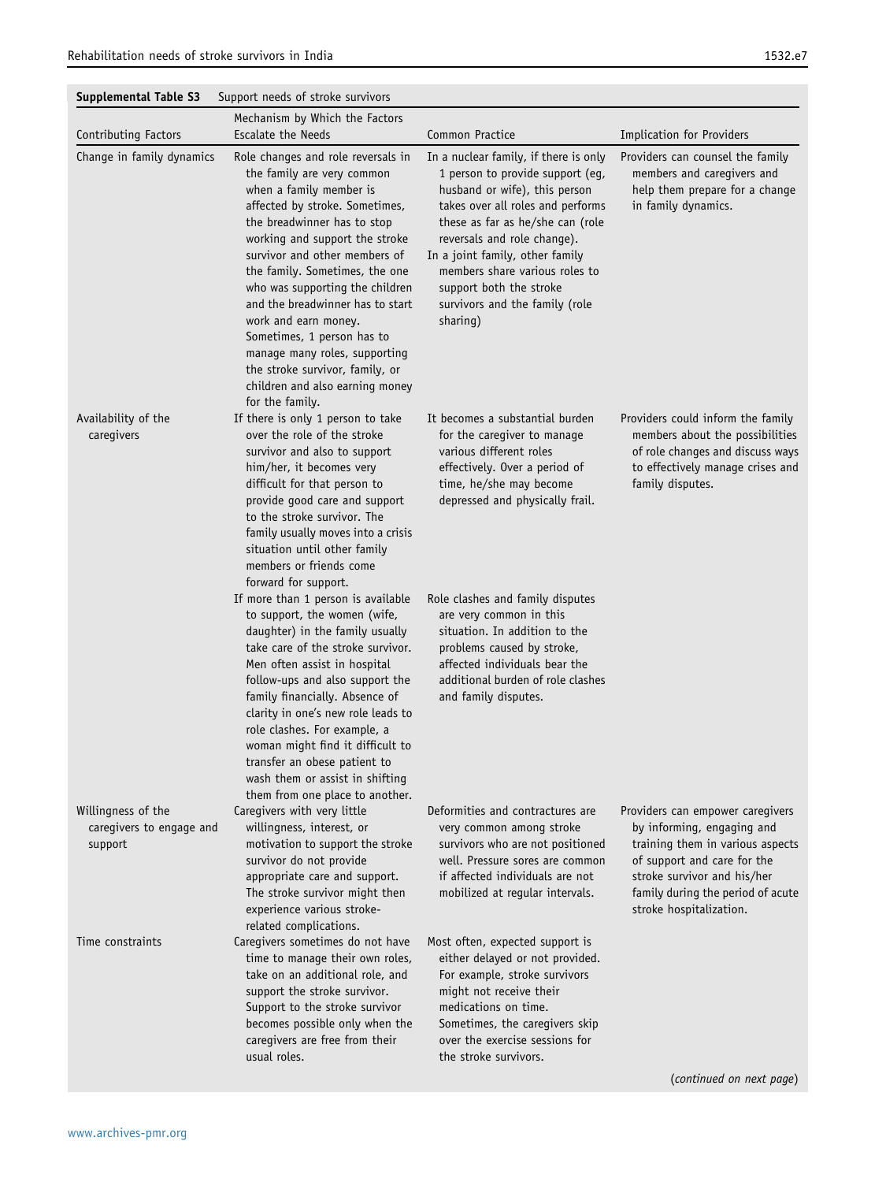**Supplemental Table S3** Support needs of stroke survivors

| Contributing Factors | Mechanism by Which the Factors Escalate the Needs | Common Practice | Implication for Providers |
|---|---|---|---|
| Change in family dynamics | Role changes and role reversals in the family are very common when a family member is affected by stroke. Sometimes, the breadwinner has to stop working and support the stroke survivor and other members of the family. Sometimes, the one who was supporting the children and the breadwinner has to start work and earn money. Sometimes, 1 person has to manage many roles, supporting the stroke survivor, family, or children and also earning money for the family. | In a nuclear family, if there is only 1 person to provide support (eg, husband or wife), this person takes over all roles and performs these as far as he/she can (role reversals and role change). In a joint family, other family members share various roles to support both the stroke survivors and the family (role sharing) | Providers can counsel the family members and caregivers and help them prepare for a change in family dynamics. |
| Availability of the caregivers | If there is only 1 person to take over the role of the stroke survivor and also to support him/her, it becomes very difficult for that person to provide good care and support to the stroke survivor. The family usually moves into a crisis situation until other family members or friends come forward for support. | It becomes a substantial burden for the caregiver to manage various different roles effectively. Over a period of time, he/she may become depressed and physically frail. | Providers could inform the family members about the possibilities of role changes and discuss ways to effectively manage crises and family disputes. |
| | If more than 1 person is available to support, the women (wife, daughter) in the family usually take care of the stroke survivor. Men often assist in hospital follow-ups and also support the family financially. Absence of clarity in one's new role leads to role clashes. For example, a woman might find it difficult to transfer an obese patient to wash them or assist in shifting them from one place to another. | Role clashes and family disputes are very common in this situation. In addition to the problems caused by stroke, affected individuals bear the additional burden of role clashes and family disputes. | |
| Willingness of the caregivers to engage and support | Caregivers with very little willingness, interest, or motivation to support the stroke survivor do not provide appropriate care and support. The stroke survivor might then experience various stroke-related complications. | Deformities and contractures are very common among stroke survivors who are not positioned well. Pressure sores are common if affected individuals are not mobilized at regular intervals. | Providers can empower caregivers by informing, engaging and training them in various aspects of support and care for the stroke survivor and his/her family during the period of acute stroke hospitalization. |
| Time constraints | Caregivers sometimes do not have time to manage their own roles, take on an additional role, and support the stroke survivor. Support to the stroke survivor becomes possible only when the caregivers are free from their usual roles. | Most often, expected support is either delayed or not provided. For example, stroke survivors might not receive their medications on time. Sometimes, the caregivers skip over the exercise sessions for the stroke survivors. | |

(*continued on next page*)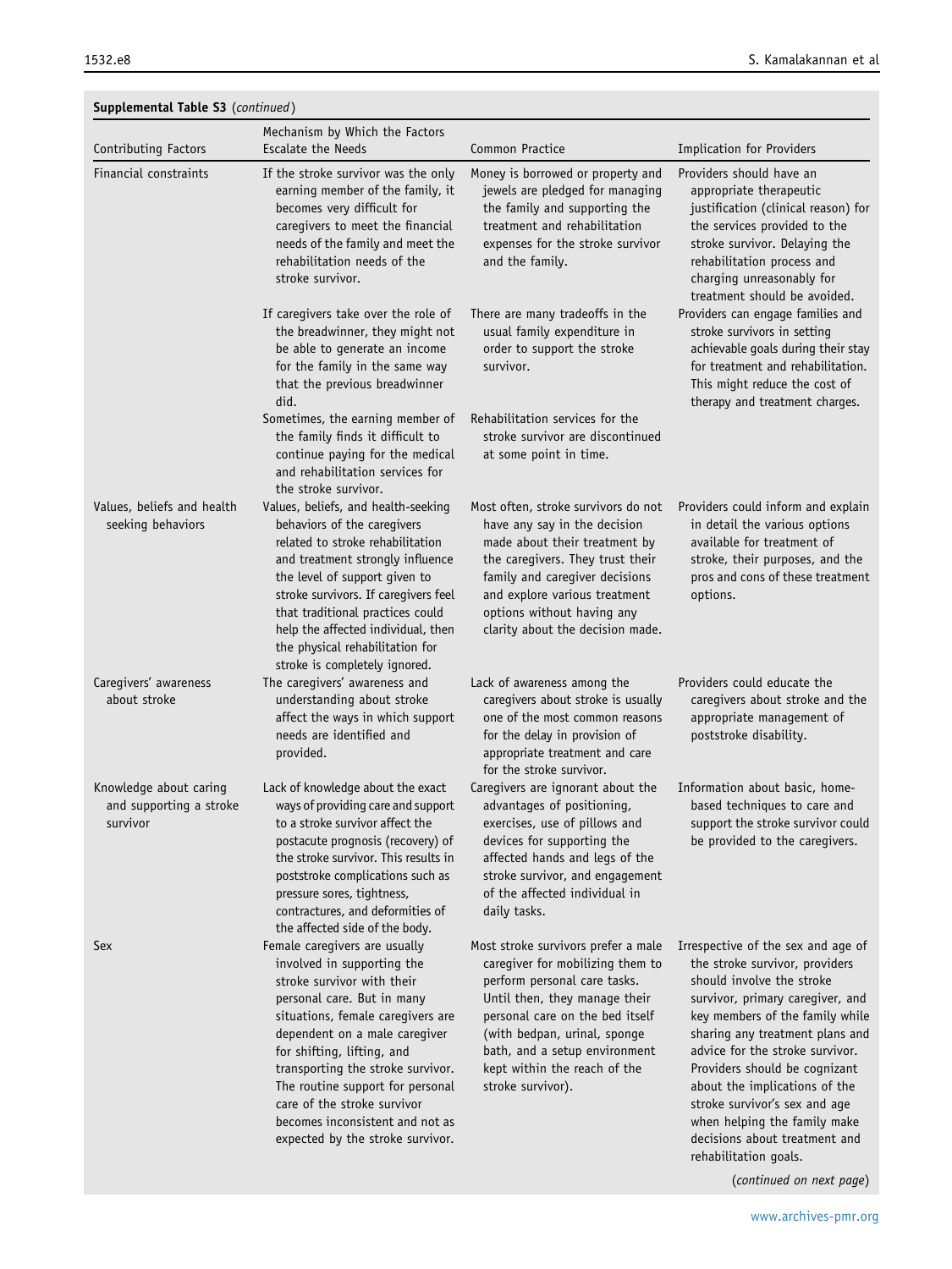**Supplemental Table S3** (*continued*)

| Contributing Factors | Mechanism by Which the Factors Escalate the Needs | Common Practice | Implication for Providers |
|---|---|---|---|
| Financial constraints | If the stroke survivor was the only earning member of the family, it becomes very difficult for caregivers to meet the financial needs of the family and meet the rehabilitation needs of the stroke survivor. | Money is borrowed or property and jewels are pledged for managing the family and supporting the treatment and rehabilitation expenses for the stroke survivor and the family. | Providers should have an appropriate therapeutic justification (clinical reason) for the services provided to the stroke survivor. Delaying the rehabilitation process and charging unreasonably for treatment should be avoided. |
| | If caregivers take over the role of the breadwinner, they might not be able to generate an income for the family in the same way that the previous breadwinner did. | There are many tradeoffs in the usual family expenditure in order to support the stroke survivor. | Providers can engage families and stroke survivors in setting achievable goals during their stay for treatment and rehabilitation. This might reduce the cost of therapy and treatment charges. |
| | Sometimes, the earning member of the family finds it difficult to continue paying for the medical and rehabilitation services for the stroke survivor. | Rehabilitation services for the stroke survivor are discontinued at some point in time. | |
| Values, beliefs and health seeking behaviors | Values, beliefs, and health-seeking behaviors of the caregivers related to stroke rehabilitation and treatment strongly influence the level of support given to stroke survivors. If caregivers feel that traditional practices could help the affected individual, then the physical rehabilitation for stroke is completely ignored. | Most often, stroke survivors do not have any say in the decision made about their treatment by the caregivers. They trust their family and caregiver decisions and explore various treatment options without having any clarity about the decision made. | Providers could inform and explain in detail the various options available for treatment of stroke, their purposes, and the pros and cons of these treatment options. |
| Caregivers' awareness about stroke | The caregivers' awareness and understanding about stroke affect the ways in which support needs are identified and provided. | Lack of awareness among the caregivers about stroke is usually one of the most common reasons for the delay in provision of appropriate treatment and care for the stroke survivor. | Providers could educate the caregivers about stroke and the appropriate management of poststroke disability. |
| Knowledge about caring and supporting a stroke survivor | Lack of knowledge about the exact ways of providing care and support to a stroke survivor affect the postacute prognosis (recovery) of the stroke survivor. This results in poststroke complications such as pressure sores, tightness, contractures, and deformities of the affected side of the body. | Caregivers are ignorant about the advantages of positioning, exercises, use of pillows and devices for supporting the affected hands and legs of the stroke survivor, and engagement of the affected individual in daily tasks. | Information about basic, home-based techniques to care and support the stroke survivor could be provided to the caregivers. |
| Sex | Female caregivers are usually involved in supporting the stroke survivor with their personal care. But in many situations, female caregivers are dependent on a male caregiver for shifting, lifting, and transporting the stroke survivor. The routine support for personal care of the stroke survivor becomes inconsistent and not as expected by the stroke survivor. | Most stroke survivors prefer a male caregiver for mobilizing them to perform personal care tasks. Until then, they manage their personal care on the bed itself (with bedpan, urinal, sponge bath, and a setup environment kept within the reach of the stroke survivor). | Irrespective of the sex and age of the stroke survivor, providers should involve the stroke survivor, primary caregiver, and key members of the family while sharing any treatment plans and advice for the stroke survivor. Providers should be cognizant about the implications of the stroke survivor's sex and age when helping the family make decisions about treatment and rehabilitation goals. |

(*continued on next page*)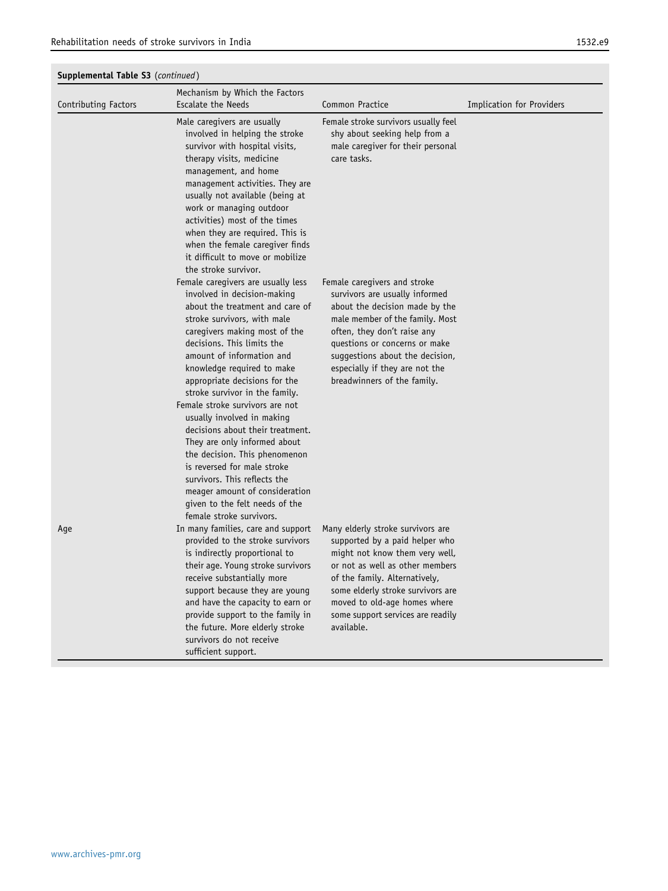**Supplemental Table S3** (*continued*)

| Contributing Factors | Mechanism by Which the Factors Escalate the Needs | Common Practice | Implication for Providers |
|---|---|---|---|
| | Male caregivers are usually involved in helping the stroke survivor with hospital visits, therapy visits, medicine management, and home management activities. They are usually not available (being at work or managing outdoor activities) most of the times when they are required. This is when the female caregiver finds it difficult to move or mobilize the stroke survivor. | Female stroke survivors usually feel shy about seeking help from a male caregiver for their personal care tasks. | |
| | Female caregivers are usually less involved in decision-making about the treatment and care of stroke survivors, with male caregivers making most of the decisions. This limits the amount of information and knowledge required to make appropriate decisions for the stroke survivor in the family. | Female caregivers and stroke survivors are usually informed about the decision made by the male member of the family. Most often, they don't raise any questions or concerns or make suggestions about the decision, especially if they are not the breadwinners of the family. | |
| | Female stroke survivors are not usually involved in making decisions about their treatment. They are only informed about the decision. This phenomenon is reversed for male stroke survivors. This reflects the meager amount of consideration given to the felt needs of the female stroke survivors. | | |
| Age | In many families, care and support provided to the stroke survivors is indirectly proportional to their age. Young stroke survivors receive substantially more support because they are young and have the capacity to earn or provide support to the family in the future. More elderly stroke survivors do not receive sufficient support. | Many elderly stroke survivors are supported by a paid helper who might not know them very well, or not as well as other members of the family. Alternatively, some elderly stroke survivors are moved to old-age homes where some support services are readily available. | |